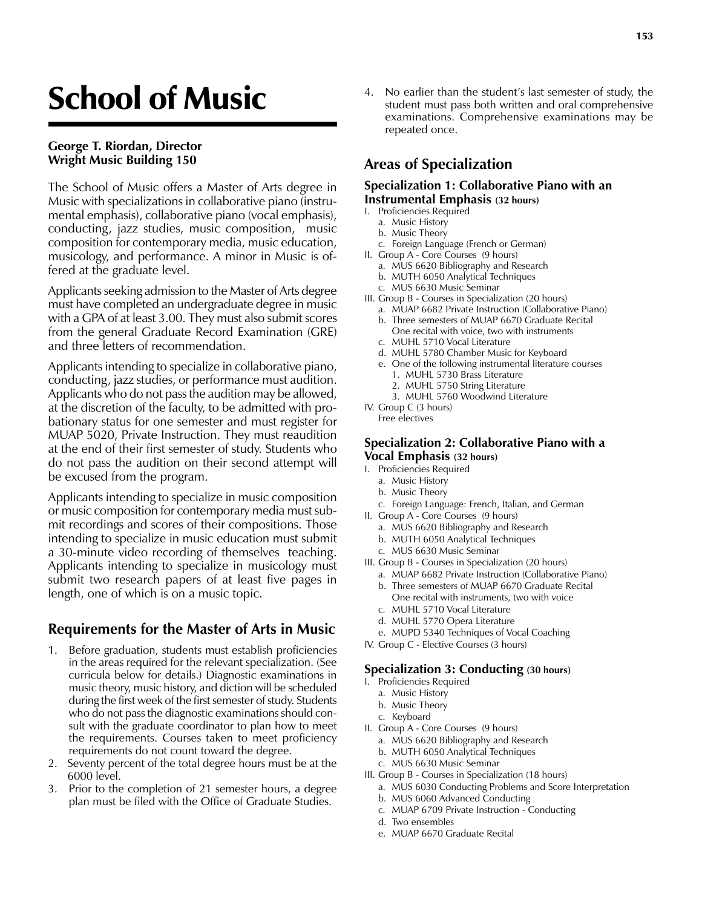# School of Music

**George T. Riordan, Director**
**Wright Music Building 150**

The School of Music offers a Master of Arts degree in Music with specializations in collaborative piano (instrumental emphasis), collaborative piano (vocal emphasis), conducting, jazz studies, music composition, music composition for contemporary media, music education, musicology, and performance. A minor in Music is offered at the graduate level.

Applicants seeking admission to the Master of Arts degree must have completed an undergraduate degree in music with a GPA of at least 3.00. They must also submit scores from the general Graduate Record Examination (GRE) and three letters of recommendation.

Applicants intending to specialize in collaborative piano, conducting, jazz studies, or performance must audition. Applicants who do not pass the audition may be allowed, at the discretion of the faculty, to be admitted with probationary status for one semester and must register for MUAP 5020, Private Instruction. They must reaudition at the end of their first semester of study. Students who do not pass the audition on their second attempt will be excused from the program.

Applicants intending to specialize in music composition or music composition for contemporary media must submit recordings and scores of their compositions. Those intending to specialize in music education must submit a 30-minute video recording of themselves teaching. Applicants intending to specialize in musicology must submit two research papers of at least five pages in length, one of which is on a music topic.

## Requirements for the Master of Arts in Music

1. Before graduation, students must establish proficiencies in the areas required for the relevant specialization. (See curricula below for details.) Diagnostic examinations in music theory, music history, and diction will be scheduled during the first week of the first semester of study. Students who do not pass the diagnostic examinations should consult with the graduate coordinator to plan how to meet the requirements. Courses taken to meet proficiency requirements do not count toward the degree.
2. Seventy percent of the total degree hours must be at the 6000 level.
3. Prior to the completion of 21 semester hours, a degree plan must be filed with the Office of Graduate Studies.
4. No earlier than the student's last semester of study, the student must pass both written and oral comprehensive examinations. Comprehensive examinations may be repeated once.

## Areas of Specialization

### Specialization 1: Collaborative Piano with an Instrumental Emphasis (32 hours)

- I. Proficiencies Required
  - a. Music History
  - b. Music Theory
  - c. Foreign Language (French or German)
- II. Group A - Core Courses (9 hours)
  - a. MUS 6620 Bibliography and Research
  - b. MUTH 6050 Analytical Techniques
  - c. MUS 6630 Music Seminar
- III. Group B - Courses in Specialization (20 hours)
  - a. MUAP 6682 Private Instruction (Collaborative Piano)
  - b. Three semesters of MUAP 6670 Graduate Recital
    One recital with voice, two with instruments
  - c. MUHL 5710 Vocal Literature
  - d. MUHL 5780 Chamber Music for Keyboard
  - e. One of the following instrumental literature courses
    1. MUHL 5730 Brass Literature
    2. MUHL 5750 String Literature
    3. MUHL 5760 Woodwind Literature
- IV. Group C (3 hours)
  Free electives

### Specialization 2: Collaborative Piano with a Vocal Emphasis (32 hours)

- I. Proficiencies Required
  - a. Music History
  - b. Music Theory
  - c. Foreign Language: French, Italian, and German
- II. Group A - Core Courses (9 hours)
  - a. MUS 6620 Bibliography and Research
  - b. MUTH 6050 Analytical Techniques
  - c. MUS 6630 Music Seminar
- III. Group B - Courses in Specialization (20 hours)
  - a. MUAP 6682 Private Instruction (Collaborative Piano)
  - b. Three semesters of MUAP 6670 Graduate Recital
    One recital with instruments, two with voice
  - c. MUHL 5710 Vocal Literature
  - d. MUHL 5770 Opera Literature
  - e. MUPD 5340 Techniques of Vocal Coaching
- IV. Group C - Elective Courses (3 hours)

### Specialization 3: Conducting (30 hours)

- I. Proficiencies Required
  - a. Music History
  - b. Music Theory
  - c. Keyboard
- II. Group A - Core Courses (9 hours)
  - a. MUS 6620 Bibliography and Research
  - b. MUTH 6050 Analytical Techniques
  - c. MUS 6630 Music Seminar
- III. Group B - Courses in Specialization (18 hours)
  - a. MUS 6030 Conducting Problems and Score Interpretation
  - b. MUS 6060 Advanced Conducting
  - c. MUAP 6709 Private Instruction - Conducting
  - d. Two ensembles
  - e. MUAP 6670 Graduate Recital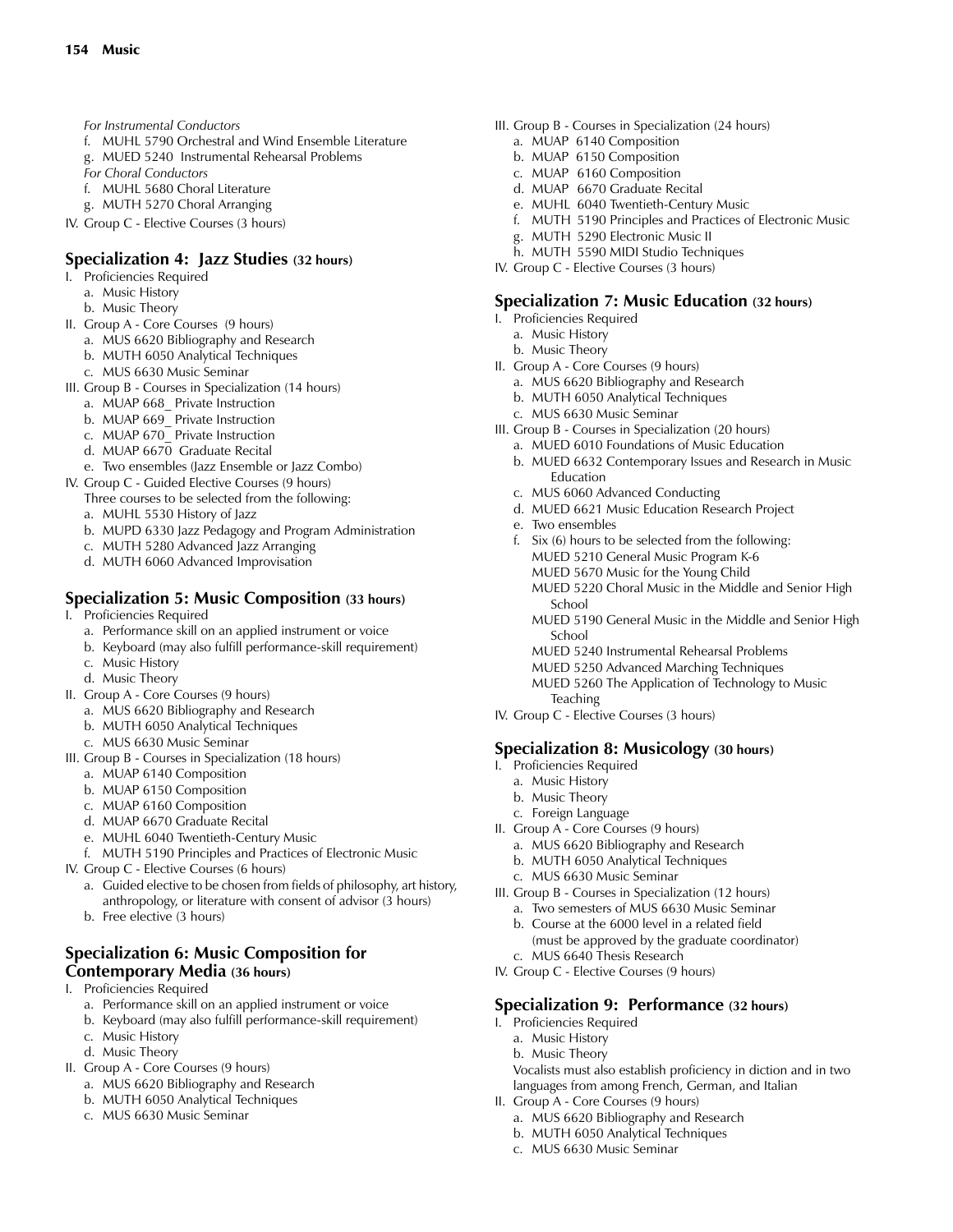*For Instrumental Conductors*

f. MUHL 5790 Orchestral and Wind Ensemble Literature
g. MUED 5240 Instrumental Rehearsal Problems

*For Choral Conductors*

f. MUHL 5680 Choral Literature
g. MUTH 5270 Choral Arranging

IV. Group C - Elective Courses (3 hours)

## Specialization 4: Jazz Studies (32 hours)

I. Proficiencies Required
   a. Music History
   b. Music Theory
II. Group A - Core Courses (9 hours)
   a. MUS 6620 Bibliography and Research
   b. MUTH 6050 Analytical Techniques
   c. MUS 6630 Music Seminar
III. Group B - Courses in Specialization (14 hours)
   a. MUAP 668_ Private Instruction
   b. MUAP 669_ Private Instruction
   c. MUAP 670_ Private Instruction
   d. MUAP 6670 Graduate Recital
   e. Two ensembles (Jazz Ensemble or Jazz Combo)
IV. Group C - Guided Elective Courses (9 hours)
   Three courses to be selected from the following:
   a. MUHL 5530 History of Jazz
   b. MUPD 6330 Jazz Pedagogy and Program Administration
   c. MUTH 5280 Advanced Jazz Arranging
   d. MUTH 6060 Advanced Improvisation

## Specialization 5: Music Composition (33 hours)

I. Proficiencies Required
   a. Performance skill on an applied instrument or voice
   b. Keyboard (may also fulfill performance-skill requirement)
   c. Music History
   d. Music Theory
II. Group A - Core Courses (9 hours)
   a. MUS 6620 Bibliography and Research
   b. MUTH 6050 Analytical Techniques
   c. MUS 6630 Music Seminar
III. Group B - Courses in Specialization (18 hours)
   a. MUAP 6140 Composition
   b. MUAP 6150 Composition
   c. MUAP 6160 Composition
   d. MUAP 6670 Graduate Recital
   e. MUHL 6040 Twentieth-Century Music
   f. MUTH 5190 Principles and Practices of Electronic Music
IV. Group C - Elective Courses (6 hours)
   a. Guided elective to be chosen from fields of philosophy, art history, anthropology, or literature with consent of advisor (3 hours)
   b. Free elective (3 hours)

## Specialization 6: Music Composition for Contemporary Media (36 hours)

I. Proficiencies Required
   a. Performance skill on an applied instrument or voice
   b. Keyboard (may also fulfill performance-skill requirement)
   c. Music History
   d. Music Theory
II. Group A - Core Courses (9 hours)
   a. MUS 6620 Bibliography and Research
   b. MUTH 6050 Analytical Techniques
   c. MUS 6630 Music Seminar
III. Group B - Courses in Specialization (24 hours)
   a. MUAP 6140 Composition
   b. MUAP 6150 Composition
   c. MUAP 6160 Composition
   d. MUAP 6670 Graduate Recital
   e. MUHL 6040 Twentieth-Century Music
   f. MUTH 5190 Principles and Practices of Electronic Music
   g. MUTH 5290 Electronic Music II
   h. MUTH 5590 MIDI Studio Techniques
IV. Group C - Elective Courses (3 hours)

## Specialization 7: Music Education (32 hours)

I. Proficiencies Required
   a. Music History
   b. Music Theory
II. Group A - Core Courses (9 hours)
   a. MUS 6620 Bibliography and Research
   b. MUTH 6050 Analytical Techniques
   c. MUS 6630 Music Seminar
III. Group B - Courses in Specialization (20 hours)
   a. MUED 6010 Foundations of Music Education
   b. MUED 6632 Contemporary Issues and Research in Music Education
   c. MUS 6060 Advanced Conducting
   d. MUED 6621 Music Education Research Project
   e. Two ensembles
   f. Six (6) hours to be selected from the following:
      MUED 5210 General Music Program K-6
      MUED 5670 Music for the Young Child
      MUED 5220 Choral Music in the Middle and Senior High School
      MUED 5190 General Music in the Middle and Senior High School
      MUED 5240 Instrumental Rehearsal Problems
      MUED 5250 Advanced Marching Techniques
      MUED 5260 The Application of Technology to Music Teaching
IV. Group C - Elective Courses (3 hours)

## Specialization 8: Musicology (30 hours)

I. Proficiencies Required
   a. Music History
   b. Music Theory
   c. Foreign Language
II. Group A - Core Courses (9 hours)
   a. MUS 6620 Bibliography and Research
   b. MUTH 6050 Analytical Techniques
   c. MUS 6630 Music Seminar
III. Group B - Courses in Specialization (12 hours)
   a. Two semesters of MUS 6630 Music Seminar
   b. Course at the 6000 level in a related field (must be approved by the graduate coordinator)
   c. MUS 6640 Thesis Research
IV. Group C - Elective Courses (9 hours)

## Specialization 9: Performance (32 hours)

I. Proficiencies Required
   a. Music History
   b. Music Theory
   Vocalists must also establish proficiency in diction and in two languages from among French, German, and Italian
II. Group A - Core Courses (9 hours)
   a. MUS 6620 Bibliography and Research
   b. MUTH 6050 Analytical Techniques
   c. MUS 6630 Music Seminar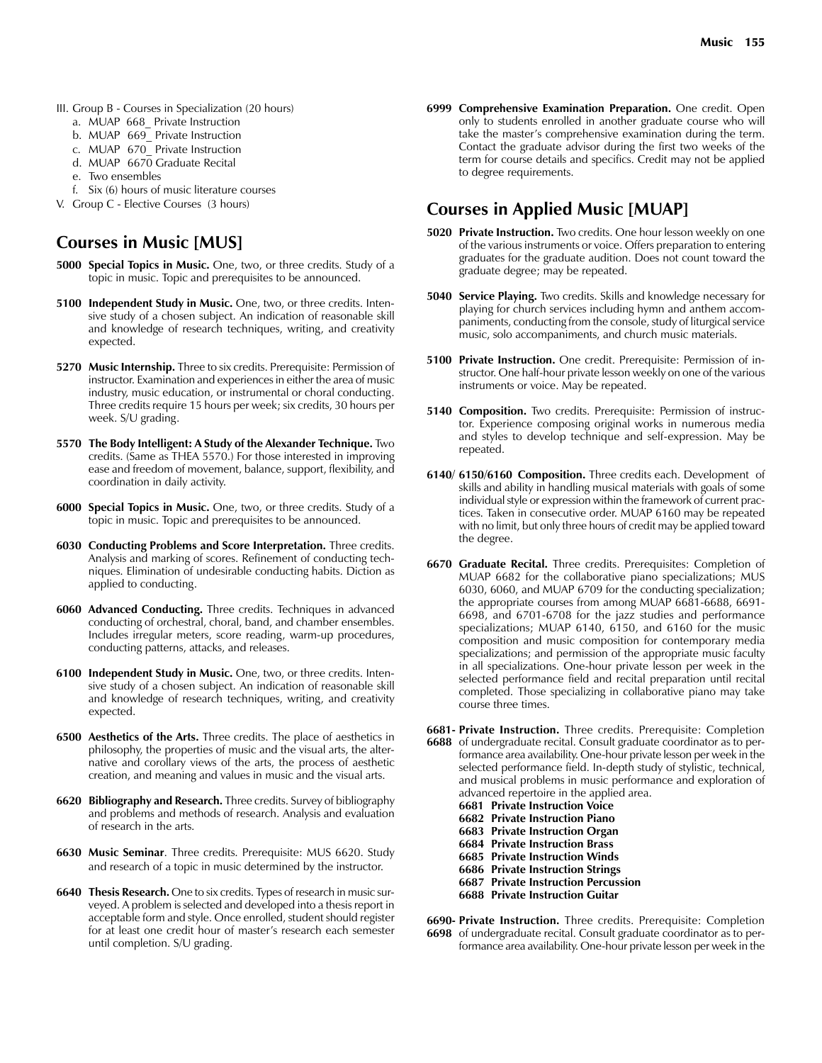III. Group B - Courses in Specialization (20 hours)
   a. MUAP 668_ Private Instruction
   b. MUAP 669_ Private Instruction
   c. MUAP 670_ Private Instruction
   d. MUAP 6670 Graduate Recital
   e. Two ensembles
   f. Six (6) hours of music literature courses

V. Group C - Elective Courses (3 hours)

## Courses in Music [MUS]

**5000 Special Topics in Music.** One, two, or three credits. Study of a topic in music. Topic and prerequisites to be announced.

**5100 Independent Study in Music.** One, two, or three credits. Intensive study of a chosen subject. An indication of reasonable skill and knowledge of research techniques, writing, and creativity expected.

**5270 Music Internship.** Three to six credits. Prerequisite: Permission of instructor. Examination and experiences in either the area of music industry, music education, or instrumental or choral conducting. Three credits require 15 hours per week; six credits, 30 hours per week. S/U grading.

**5570 The Body Intelligent: A Study of the Alexander Technique.** Two credits. (Same as THEA 5570.) For those interested in improving ease and freedom of movement, balance, support, flexibility, and coordination in daily activity.

**6000 Special Topics in Music.** One, two, or three credits. Study of a topic in music. Topic and prerequisites to be announced.

**6030 Conducting Problems and Score Interpretation.** Three credits. Analysis and marking of scores. Refinement of conducting techniques. Elimination of undesirable conducting habits. Diction as applied to conducting.

**6060 Advanced Conducting.** Three credits. Techniques in advanced conducting of orchestral, choral, band, and chamber ensembles. Includes irregular meters, score reading, warm-up procedures, conducting patterns, attacks, and releases.

**6100 Independent Study in Music.** One, two, or three credits. Intensive study of a chosen subject. An indication of reasonable skill and knowledge of research techniques, writing, and creativity expected.

**6500 Aesthetics of the Arts.** Three credits. The place of aesthetics in philosophy, the properties of music and the visual arts, the alternative and corollary views of the arts, the process of aesthetic creation, and meaning and values in music and the visual arts.

**6620 Bibliography and Research.** Three credits. Survey of bibliography and problems and methods of research. Analysis and evaluation of research in the arts.

**6630 Music Seminar**. Three credits. Prerequisite: MUS 6620. Study and research of a topic in music determined by the instructor.

**6640 Thesis Research.** One to six credits. Types of research in music surveyed. A problem is selected and developed into a thesis report in acceptable form and style. Once enrolled, student should register for at least one credit hour of master's research each semester until completion. S/U grading.

**6999 Comprehensive Examination Preparation.** One credit. Open only to students enrolled in another graduate course who will take the master's comprehensive examination during the term. Contact the graduate advisor during the first two weeks of the term for course details and specifics. Credit may not be applied to degree requirements.

## Courses in Applied Music [MUAP]

**5020 Private Instruction.** Two credits. One hour lesson weekly on one of the various instruments or voice. Offers preparation to entering graduates for the graduate audition. Does not count toward the graduate degree; may be repeated.

**5040 Service Playing.** Two credits. Skills and knowledge necessary for playing for church services including hymn and anthem accompaniments, conducting from the console, study of liturgical service music, solo accompaniments, and church music materials.

**5100 Private Instruction.** One credit. Prerequisite: Permission of instructor. One half-hour private lesson weekly on one of the various instruments or voice. May be repeated.

**5140 Composition.** Two credits. Prerequisite: Permission of instructor. Experience composing original works in numerous media and styles to develop technique and self-expression. May be repeated.

**6140/ 6150/6160 Composition.** Three credits each. Development of skills and ability in handling musical materials with goals of some individual style or expression within the framework of current practices. Taken in consecutive order. MUAP 6160 may be repeated with no limit, but only three hours of credit may be applied toward the degree.

**6670 Graduate Recital.** Three credits. Prerequisites: Completion of MUAP 6682 for the collaborative piano specializations; MUS 6030, 6060, and MUAP 6709 for the conducting specialization; the appropriate courses from among MUAP 6681-6688, 6691-6698, and 6701-6708 for the jazz studies and performance specializations; MUAP 6140, 6150, and 6160 for the music composition and music composition for contemporary media specializations; and permission of the appropriate music faculty in all specializations. One-hour private lesson per week in the selected performance field and recital preparation until recital completed. Those specializing in collaborative piano may take course three times.

**6681-6688 Private Instruction.** Three credits. Prerequisite: Completion of undergraduate recital. Consult graduate coordinator as to performance area availability. One-hour private lesson per week in the selected performance field. In-depth study of stylistic, technical, and musical problems in music performance and exploration of advanced repertoire in the applied area.

- **6681 Private Instruction Voice**
- **6682 Private Instruction Piano**
- **6683 Private Instruction Organ**
- **6684 Private Instruction Brass**
- **6685 Private Instruction Winds**
- **6686 Private Instruction Strings**
- **6687 Private Instruction Percussion**
- **6688 Private Instruction Guitar**

**6690-6698 Private Instruction.** Three credits. Prerequisite: Completion of undergraduate recital. Consult graduate coordinator as to performance area availability. One-hour private lesson per week in the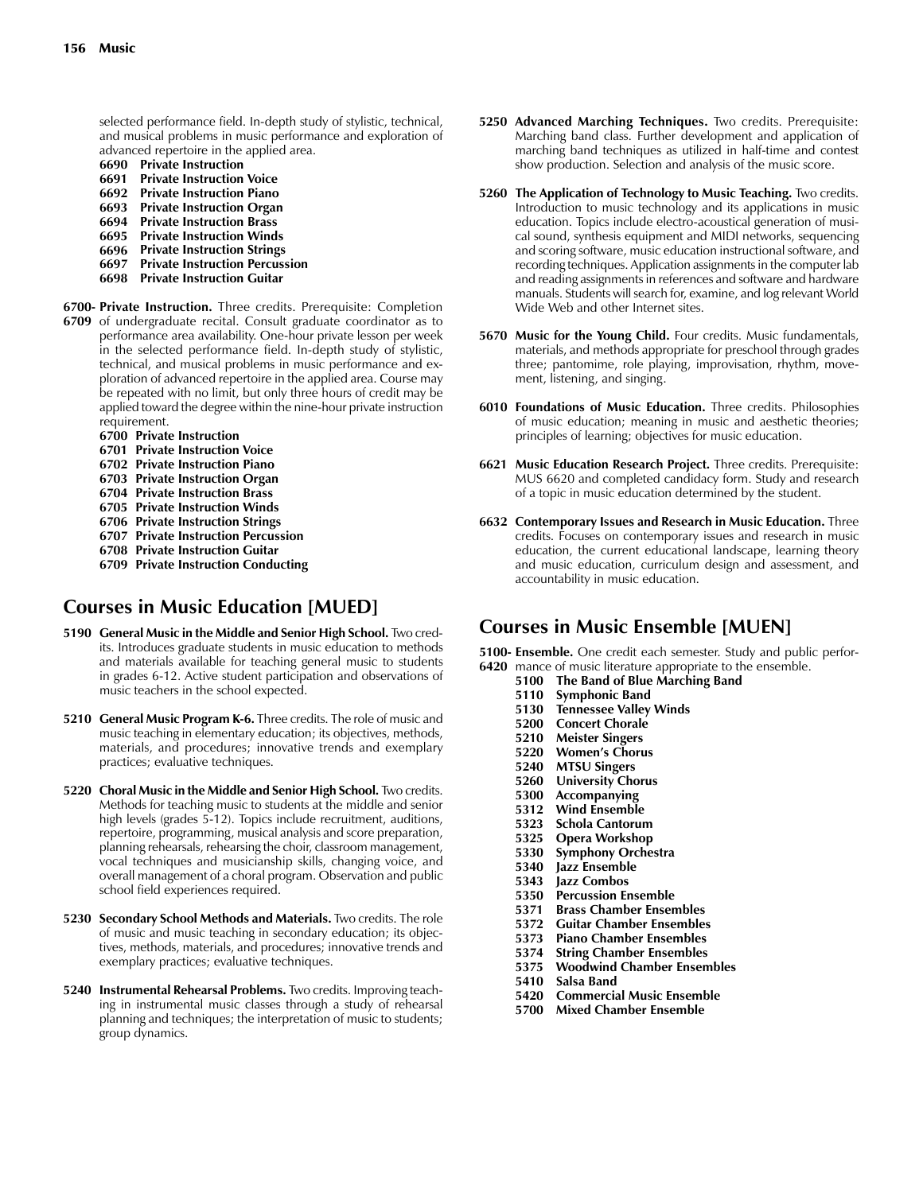selected performance field. In-depth study of stylistic, technical, and musical problems in music performance and exploration of advanced repertoire in the applied area.

- **6690 Private Instruction**
- **6691 Private Instruction Voice**
- **6692 Private Instruction Piano**
- **6693 Private Instruction Organ**
- **6694 Private Instruction Brass**
- **6695 Private Instruction Winds**
- **6696 Private Instruction Strings**
- **6697 Private Instruction Percussion**
- **6698 Private Instruction Guitar**

**6700-6709 Private Instruction.** Three credits. Prerequisite: Completion of undergraduate recital. Consult graduate coordinator as to performance area availability. One-hour private lesson per week in the selected performance field. In-depth study of stylistic, technical, and musical problems in music performance and exploration of advanced repertoire in the applied area. Course may be repeated with no limit, but only three hours of credit may be applied toward the degree within the nine-hour private instruction requirement.

- **6700 Private Instruction**
- **6701 Private Instruction Voice**
- **6702 Private Instruction Piano**
- **6703 Private Instruction Organ**
- **6704 Private Instruction Brass**
- **6705 Private Instruction Winds**
- **6706 Private Instruction Strings**
- **6707 Private Instruction Percussion**
- **6708 Private Instruction Guitar**
- **6709 Private Instruction Conducting**

## Courses in Music Education [MUED]

**5190 General Music in the Middle and Senior High School.** Two credits. Introduces graduate students in music education to methods and materials available for teaching general music to students in grades 6-12. Active student participation and observations of music teachers in the school expected.

**5210 General Music Program K-6.** Three credits. The role of music and music teaching in elementary education; its objectives, methods, materials, and procedures; innovative trends and exemplary practices; evaluative techniques.

**5220 Choral Music in the Middle and Senior High School.** Two credits. Methods for teaching music to students at the middle and senior high levels (grades 5-12). Topics include recruitment, auditions, repertoire, programming, musical analysis and score preparation, planning rehearsals, rehearsing the choir, classroom management, vocal techniques and musicianship skills, changing voice, and overall management of a choral program. Observation and public school field experiences required.

**5230 Secondary School Methods and Materials.** Two credits. The role of music and music teaching in secondary education; its objectives, methods, materials, and procedures; innovative trends and exemplary practices; evaluative techniques.

**5240 Instrumental Rehearsal Problems.** Two credits. Improving teaching in instrumental music classes through a study of rehearsal planning and techniques; the interpretation of music to students; group dynamics.

**5250 Advanced Marching Techniques.** Two credits. Prerequisite: Marching band class. Further development and application of marching band techniques as utilized in half-time and contest show production. Selection and analysis of the music score.

**5260 The Application of Technology to Music Teaching.** Two credits. Introduction to music technology and its applications in music education. Topics include electro-acoustical generation of musical sound, synthesis equipment and MIDI networks, sequencing and scoring software, music education instructional software, and recording techniques. Application assignments in the computer lab and reading assignments in references and software and hardware manuals. Students will search for, examine, and log relevant World Wide Web and other Internet sites.

**5670 Music for the Young Child.** Four credits. Music fundamentals, materials, and methods appropriate for preschool through grades three; pantomime, role playing, improvisation, rhythm, movement, listening, and singing.

**6010 Foundations of Music Education.** Three credits. Philosophies of music education; meaning in music and aesthetic theories; principles of learning; objectives for music education.

**6621 Music Education Research Project.** Three credits. Prerequisite: MUS 6620 and completed candidacy form. Study and research of a topic in music education determined by the student.

**6632 Contemporary Issues and Research in Music Education.** Three credits. Focuses on contemporary issues and research in music education, the current educational landscape, learning theory and music education, curriculum design and assessment, and accountability in music education.

## Courses in Music Ensemble [MUEN]

**5100-6420 Ensemble.** One credit each semester. Study and public performance of music literature appropriate to the ensemble.

- **5100 The Band of Blue Marching Band**
- **5110 Symphonic Band**
- **5130 Tennessee Valley Winds**
- **5200 Concert Chorale**
- **5210 Meister Singers**
- **5220 Women's Chorus**
- **5240 MTSU Singers**
- **5260 University Chorus**
- **5300 Accompanying**
- **5312 Wind Ensemble**
- **5323 Schola Cantorum**
- **5325 Opera Workshop**
- **5330 Symphony Orchestra**
- **5340 Jazz Ensemble**
- **5343 Jazz Combos**
- **5350 Percussion Ensemble**
- **5371 Brass Chamber Ensembles**
- **5372 Guitar Chamber Ensembles**
- **5373 Piano Chamber Ensembles**
- **5374 String Chamber Ensembles**
- **5375 Woodwind Chamber Ensembles**
- **5410 Salsa Band**
- **5420 Commercial Music Ensemble**
- **5700 Mixed Chamber Ensemble**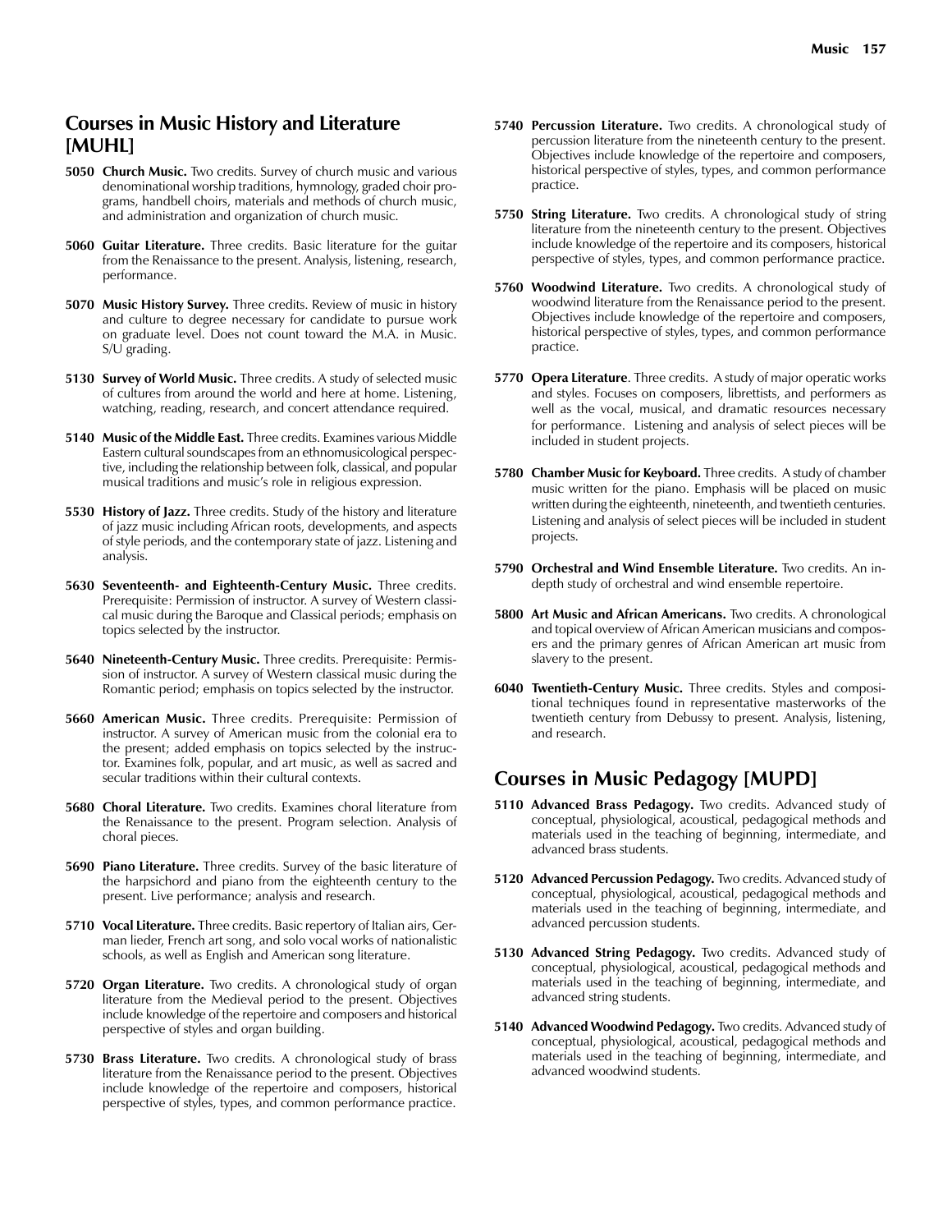## Courses in Music History and Literature [MUHL]

**5050 Church Music.** Two credits. Survey of church music and various denominational worship traditions, hymnology, graded choir programs, handbell choirs, materials and methods of church music, and administration and organization of church music.

**5060 Guitar Literature.** Three credits. Basic literature for the guitar from the Renaissance to the present. Analysis, listening, research, performance.

**5070 Music History Survey.** Three credits. Review of music in history and culture to degree necessary for candidate to pursue work on graduate level. Does not count toward the M.A. in Music. S/U grading.

**5130 Survey of World Music.** Three credits. A study of selected music of cultures from around the world and here at home. Listening, watching, reading, research, and concert attendance required.

**5140 Music of the Middle East.** Three credits. Examines various Middle Eastern cultural soundscapes from an ethnomusicological perspective, including the relationship between folk, classical, and popular musical traditions and music's role in religious expression.

**5530 History of Jazz.** Three credits. Study of the history and literature of jazz music including African roots, developments, and aspects of style periods, and the contemporary state of jazz. Listening and analysis.

**5630 Seventeenth- and Eighteenth-Century Music.** Three credits. Prerequisite: Permission of instructor. A survey of Western classical music during the Baroque and Classical periods; emphasis on topics selected by the instructor.

**5640 Nineteenth-Century Music.** Three credits. Prerequisite: Permission of instructor. A survey of Western classical music during the Romantic period; emphasis on topics selected by the instructor.

**5660 American Music.** Three credits. Prerequisite: Permission of instructor. A survey of American music from the colonial era to the present; added emphasis on topics selected by the instructor. Examines folk, popular, and art music, as well as sacred and secular traditions within their cultural contexts.

**5680 Choral Literature.** Two credits. Examines choral literature from the Renaissance to the present. Program selection. Analysis of choral pieces.

**5690 Piano Literature.** Three credits. Survey of the basic literature of the harpsichord and piano from the eighteenth century to the present. Live performance; analysis and research.

**5710 Vocal Literature.** Three credits. Basic repertory of Italian airs, German lieder, French art song, and solo vocal works of nationalistic schools, as well as English and American song literature.

**5720 Organ Literature.** Two credits. A chronological study of organ literature from the Medieval period to the present. Objectives include knowledge of the repertoire and composers and historical perspective of styles and organ building.

**5730 Brass Literature.** Two credits. A chronological study of brass literature from the Renaissance period to the present. Objectives include knowledge of the repertoire and composers, historical perspective of styles, types, and common performance practice.

**5740 Percussion Literature.** Two credits. A chronological study of percussion literature from the nineteenth century to the present. Objectives include knowledge of the repertoire and composers, historical perspective of styles, types, and common performance practice.

**5750 String Literature.** Two credits. A chronological study of string literature from the nineteenth century to the present. Objectives include knowledge of the repertoire and its composers, historical perspective of styles, types, and common performance practice.

**5760 Woodwind Literature.** Two credits. A chronological study of woodwind literature from the Renaissance period to the present. Objectives include knowledge of the repertoire and composers, historical perspective of styles, types, and common performance practice.

**5770 Opera Literature**. Three credits. A study of major operatic works and styles. Focuses on composers, librettists, and performers as well as the vocal, musical, and dramatic resources necessary for performance. Listening and analysis of select pieces will be included in student projects.

**5780 Chamber Music for Keyboard.** Three credits. A study of chamber music written for the piano. Emphasis will be placed on music written during the eighteenth, nineteenth, and twentieth centuries. Listening and analysis of select pieces will be included in student projects.

**5790 Orchestral and Wind Ensemble Literature.** Two credits. An in-depth study of orchestral and wind ensemble repertoire.

**5800 Art Music and African Americans.** Two credits. A chronological and topical overview of African American musicians and composers and the primary genres of African American art music from slavery to the present.

**6040 Twentieth-Century Music.** Three credits. Styles and compositional techniques found in representative masterworks of the twentieth century from Debussy to present. Analysis, listening, and research.

## Courses in Music Pedagogy [MUPD]

**5110 Advanced Brass Pedagogy.** Two credits. Advanced study of conceptual, physiological, acoustical, pedagogical methods and materials used in the teaching of beginning, intermediate, and advanced brass students.

**5120 Advanced Percussion Pedagogy.** Two credits. Advanced study of conceptual, physiological, acoustical, pedagogical methods and materials used in the teaching of beginning, intermediate, and advanced percussion students.

**5130 Advanced String Pedagogy.** Two credits. Advanced study of conceptual, physiological, acoustical, pedagogical methods and materials used in the teaching of beginning, intermediate, and advanced string students.

**5140 Advanced Woodwind Pedagogy.** Two credits. Advanced study of conceptual, physiological, acoustical, pedagogical methods and materials used in the teaching of beginning, intermediate, and advanced woodwind students.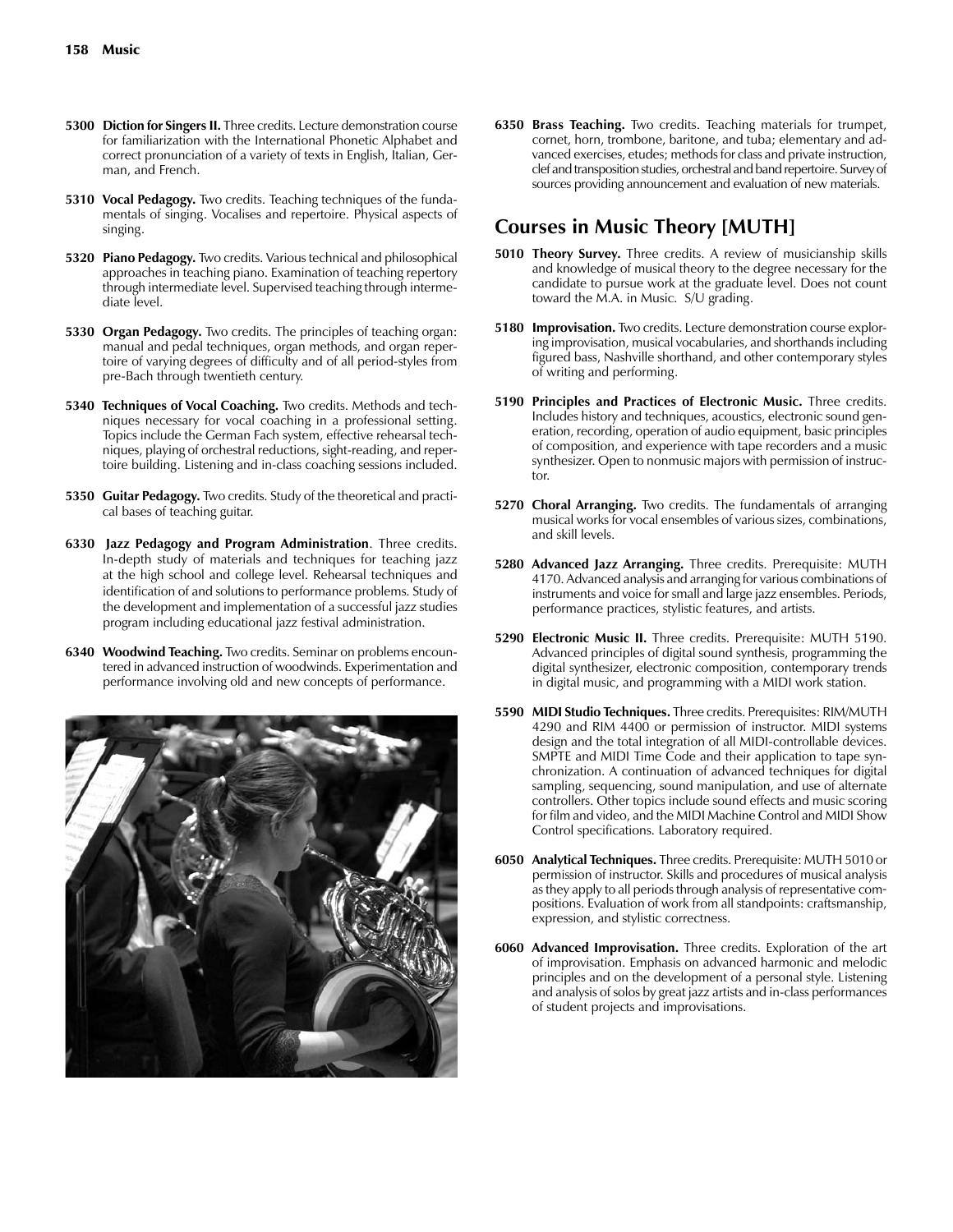**5300 Diction for Singers II.** Three credits. Lecture demonstration course for familiarization with the International Phonetic Alphabet and correct pronunciation of a variety of texts in English, Italian, German, and French.

**5310 Vocal Pedagogy.** Two credits. Teaching techniques of the fundamentals of singing. Vocalises and repertoire. Physical aspects of singing.

**5320 Piano Pedagogy.** Two credits. Various technical and philosophical approaches in teaching piano. Examination of teaching repertory through intermediate level. Supervised teaching through intermediate level.

**5330 Organ Pedagogy.** Two credits. The principles of teaching organ: manual and pedal techniques, organ methods, and organ repertoire of varying degrees of difficulty and of all period-styles from pre-Bach through twentieth century.

**5340 Techniques of Vocal Coaching.** Two credits. Methods and techniques necessary for vocal coaching in a professional setting. Topics include the German Fach system, effective rehearsal techniques, playing of orchestral reductions, sight-reading, and repertoire building. Listening and in-class coaching sessions included.

**5350 Guitar Pedagogy.** Two credits. Study of the theoretical and practical bases of teaching guitar.

**6330 Jazz Pedagogy and Program Administration**. Three credits. In-depth study of materials and techniques for teaching jazz at the high school and college level. Rehearsal techniques and identification of and solutions to performance problems. Study of the development and implementation of a successful jazz studies program including educational jazz festival administration.

**6340 Woodwind Teaching.** Two credits. Seminar on problems encountered in advanced instruction of woodwinds. Experimentation and performance involving old and new concepts of performance.

**6350 Brass Teaching.** Two credits. Teaching materials for trumpet, cornet, horn, trombone, baritone, and tuba; elementary and advanced exercises, etudes; methods for class and private instruction, clef and transposition studies, orchestral and band repertoire. Survey of sources providing announcement and evaluation of new materials.

## Courses in Music Theory [MUTH]

**5010 Theory Survey.** Three credits. A review of musicianship skills and knowledge of musical theory to the degree necessary for the candidate to pursue work at the graduate level. Does not count toward the M.A. in Music. S/U grading.

**5180 Improvisation.** Two credits. Lecture demonstration course exploring improvisation, musical vocabularies, and shorthands including figured bass, Nashville shorthand, and other contemporary styles of writing and performing.

**5190 Principles and Practices of Electronic Music.** Three credits. Includes history and techniques, acoustics, electronic sound generation, recording, operation of audio equipment, basic principles of composition, and experience with tape recorders and a music synthesizer. Open to nonmusic majors with permission of instructor.

**5270 Choral Arranging.** Two credits. The fundamentals of arranging musical works for vocal ensembles of various sizes, combinations, and skill levels.

**5280 Advanced Jazz Arranging.** Three credits. Prerequisite: MUTH 4170. Advanced analysis and arranging for various combinations of instruments and voice for small and large jazz ensembles. Periods, performance practices, stylistic features, and artists.

**5290 Electronic Music II.** Three credits. Prerequisite: MUTH 5190. Advanced principles of digital sound synthesis, programming the digital synthesizer, electronic composition, contemporary trends in digital music, and programming with a MIDI work station.

**5590 MIDI Studio Techniques.** Three credits. Prerequisites: RIM/MUTH 4290 and RIM 4400 or permission of instructor. MIDI systems design and the total integration of all MIDI-controllable devices. SMPTE and MIDI Time Code and their application to tape synchronization. A continuation of advanced techniques for digital sampling, sequencing, sound manipulation, and use of alternate controllers. Other topics include sound effects and music scoring for film and video, and the MIDI Machine Control and MIDI Show Control specifications. Laboratory required.

**6050 Analytical Techniques.** Three credits. Prerequisite: MUTH 5010 or permission of instructor. Skills and procedures of musical analysis as they apply to all periods through analysis of representative compositions. Evaluation of work from all standpoints: craftsmanship, expression, and stylistic correctness.

**6060 Advanced Improvisation.** Three credits. Exploration of the art of improvisation. Emphasis on advanced harmonic and melodic principles and on the development of a personal style. Listening and analysis of solos by great jazz artists and in-class performances of student projects and improvisations.